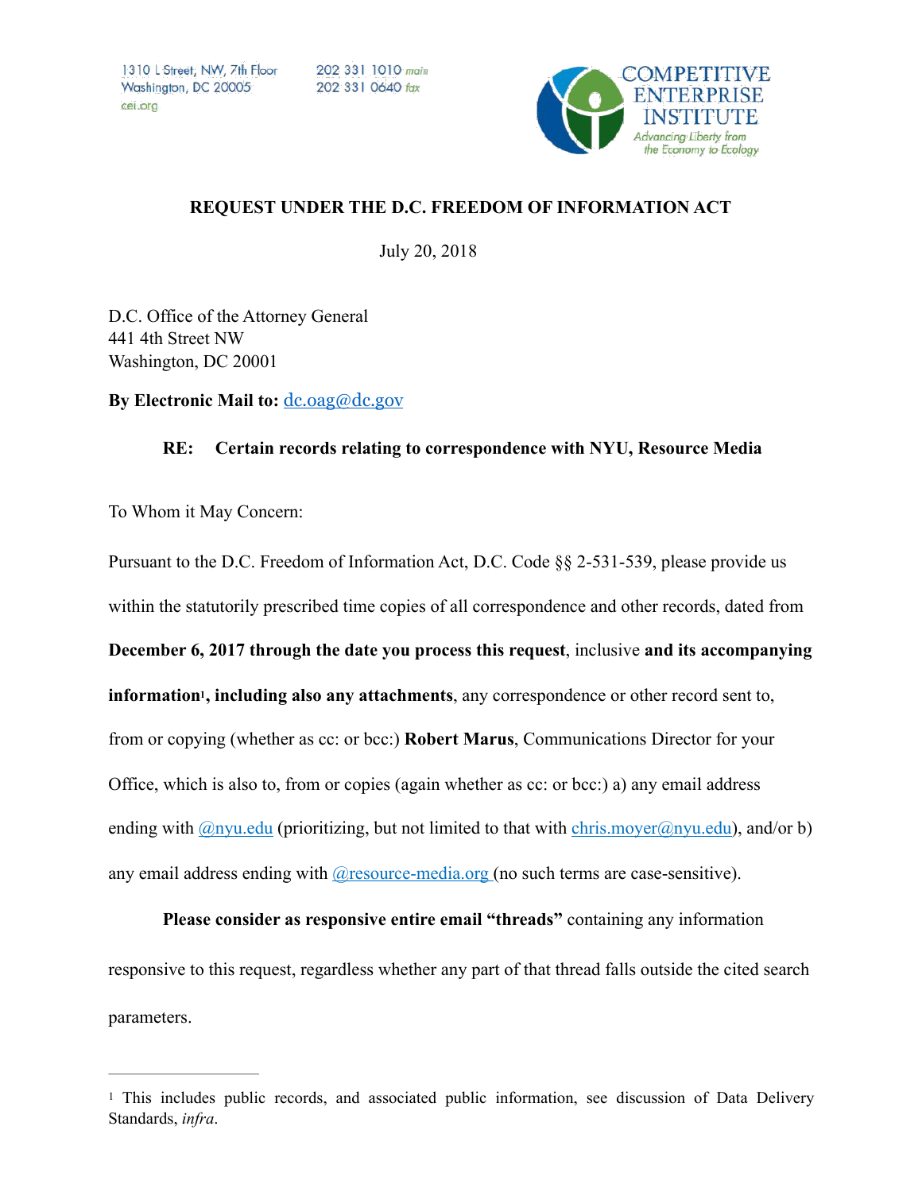1310 L Street, NW, 7th Floor
Washington, DC 20005
cei.org

202 331 1010 main
202 331 0640 fax

COMPETITIVE ENTERPRISE INSTITUTE
Advancing Liberty from the Economy to Ecology

**REQUEST UNDER THE D.C. FREEDOM OF INFORMATION ACT**

July 20, 2018

D.C. Office of the Attorney General
441 4th Street NW
Washington, DC 20001

**By Electronic Mail to:** dc.oag@dc.gov

**RE: Certain records relating to correspondence with NYU, Resource Media**

To Whom it May Concern:

Pursuant to the D.C. Freedom of Information Act, D.C. Code §§ 2-531-539, please provide us within the statutorily prescribed time copies of all correspondence and other records, dated from **December 6, 2017 through the date you process this request**, inclusive **and its accompanying information[1], including also any attachments**, any correspondence or other record sent to, from or copying (whether as cc: or bcc:) **Robert Marus**, Communications Director for your Office, which is also to, from or copies (again whether as cc: or bcc:) a) any email address ending with @nyu.edu (prioritizing, but not limited to that with chris.moyer@nyu.edu), and/or b) any email address ending with @resource-media.org (no such terms are case-sensitive).

**Please consider as responsive entire email "threads"** containing any information responsive to this request, regardless whether any part of that thread falls outside the cited search parameters.

---

[1] This includes public records, and associated public information, see discussion of Data Delivery Standards, *infra*.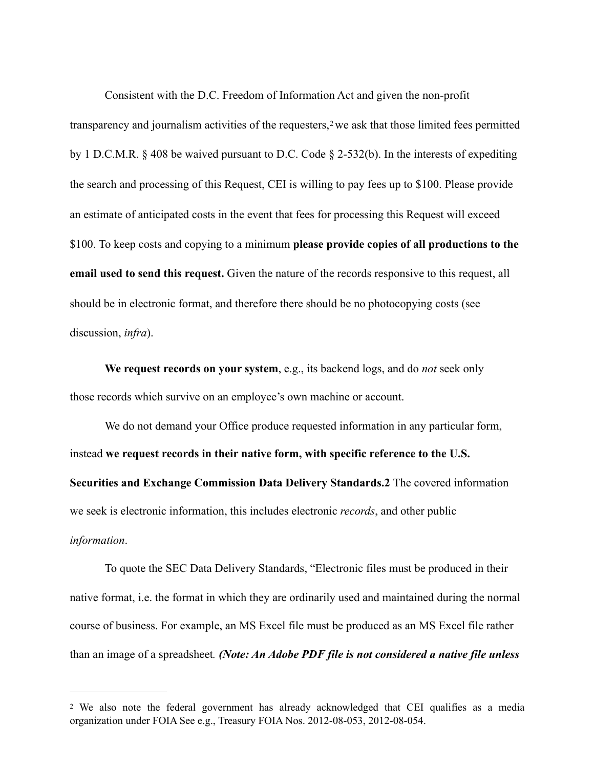Consistent with the D.C. Freedom of Information Act and given the non-profit transparency and journalism activities of the requesters,[2] we ask that those limited fees permitted by 1 D.C.M.R. § 408 be waived pursuant to D.C. Code § 2-532(b). In the interests of expediting the search and processing of this Request, CEI is willing to pay fees up to $100. Please provide an estimate of anticipated costs in the event that fees for processing this Request will exceed $100. To keep costs and copying to a minimum **please provide copies of all productions to the email used to send this request.** Given the nature of the records responsive to this request, all should be in electronic format, and therefore there should be no photocopying costs (see discussion, *infra*).

**We request records on your system**, e.g., its backend logs, and do *not* seek only those records which survive on an employee's own machine or account.

We do not demand your Office produce requested information in any particular form, instead **we request records in their native form, with specific reference to the U.S. Securities and Exchange Commission Data Delivery Standards.2** The covered information we seek is electronic information, this includes electronic *records*, and other public *information*.

To quote the SEC Data Delivery Standards, "Electronic files must be produced in their native format, i.e. the format in which they are ordinarily used and maintained during the normal course of business. For example, an MS Excel file must be produced as an MS Excel file rather than an image of a spreadsheet*. **(Note: An Adobe PDF file is not considered a native file unless***

---

[2] We also note the federal government has already acknowledged that CEI qualifies as a media organization under FOIA See e.g., Treasury FOIA Nos. 2012-08-053, 2012-08-054.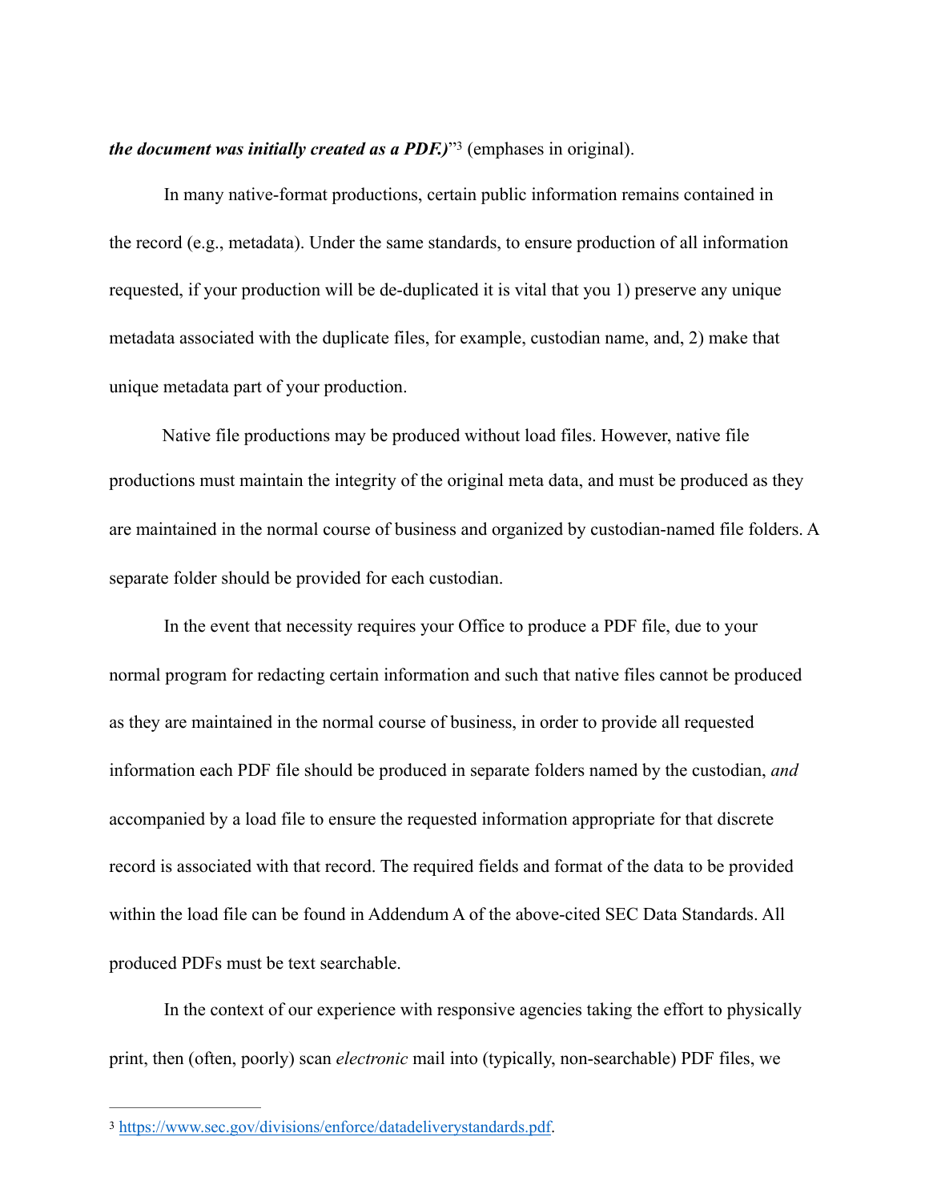***the document was initially created as a PDF.)***"[3] (emphases in original).

In many native-format productions, certain public information remains contained in the record (e.g., metadata). Under the same standards, to ensure production of all information requested, if your production will be de-duplicated it is vital that you 1) preserve any unique metadata associated with the duplicate files, for example, custodian name, and, 2) make that unique metadata part of your production.

Native file productions may be produced without load files. However, native file productions must maintain the integrity of the original meta data, and must be produced as they are maintained in the normal course of business and organized by custodian-named file folders. A separate folder should be provided for each custodian.

In the event that necessity requires your Office to produce a PDF file, due to your normal program for redacting certain information and such that native files cannot be produced as they are maintained in the normal course of business, in order to provide all requested information each PDF file should be produced in separate folders named by the custodian, *and* accompanied by a load file to ensure the requested information appropriate for that discrete record is associated with that record. The required fields and format of the data to be provided within the load file can be found in Addendum A of the above-cited SEC Data Standards. All produced PDFs must be text searchable.

In the context of our experience with responsive agencies taking the effort to physically print, then (often, poorly) scan *electronic* mail into (typically, non-searchable) PDF files, we

[3] https://www.sec.gov/divisions/enforce/datadeliverystandards.pdf.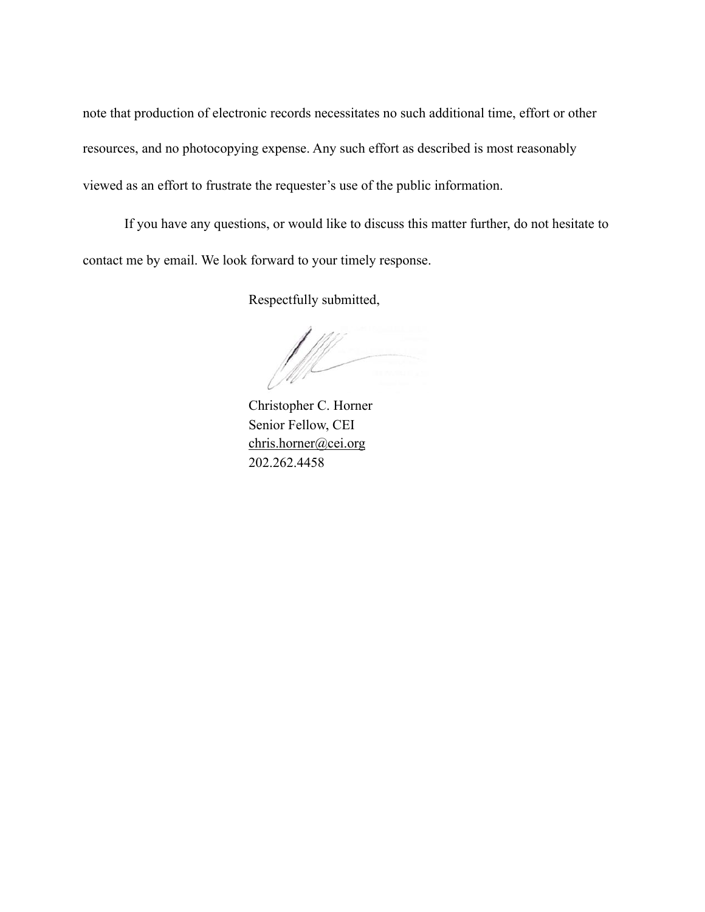note that production of electronic records necessitates no such additional time, effort or other resources, and no photocopying expense. Any such effort as described is most reasonably viewed as an effort to frustrate the requester's use of the public information.

If you have any questions, or would like to discuss this matter further, do not hesitate to contact me by email. We look forward to your timely response.

Respectfully submitted,

Christopher C. Horner
Senior Fellow, CEI
chris.horner@cei.org
202.262.4458